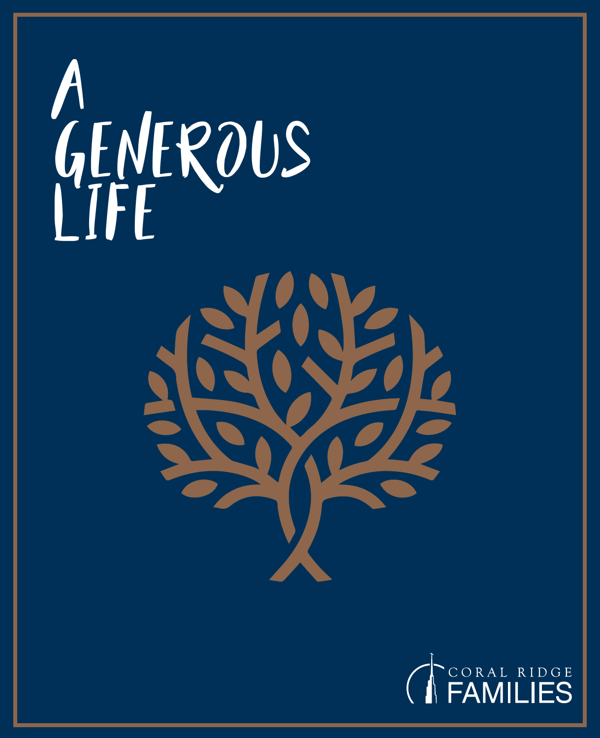# A GENEROUS LIFE

CORAL RIDGE FAMILIES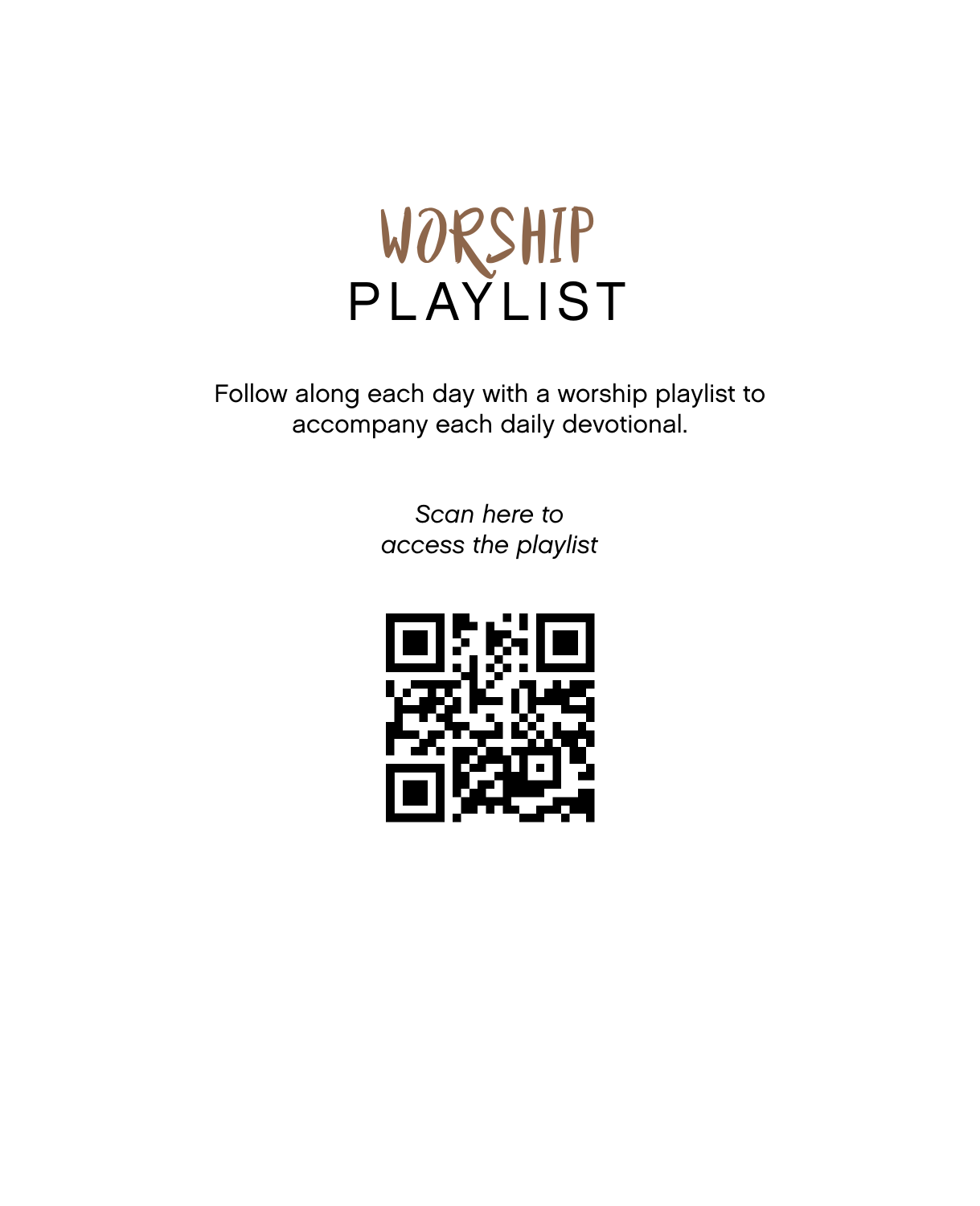# WORSHIP PLAYLIST

Follow along each day with a worship playlist to accompany each daily devotional.

*Scan here to access the playlist*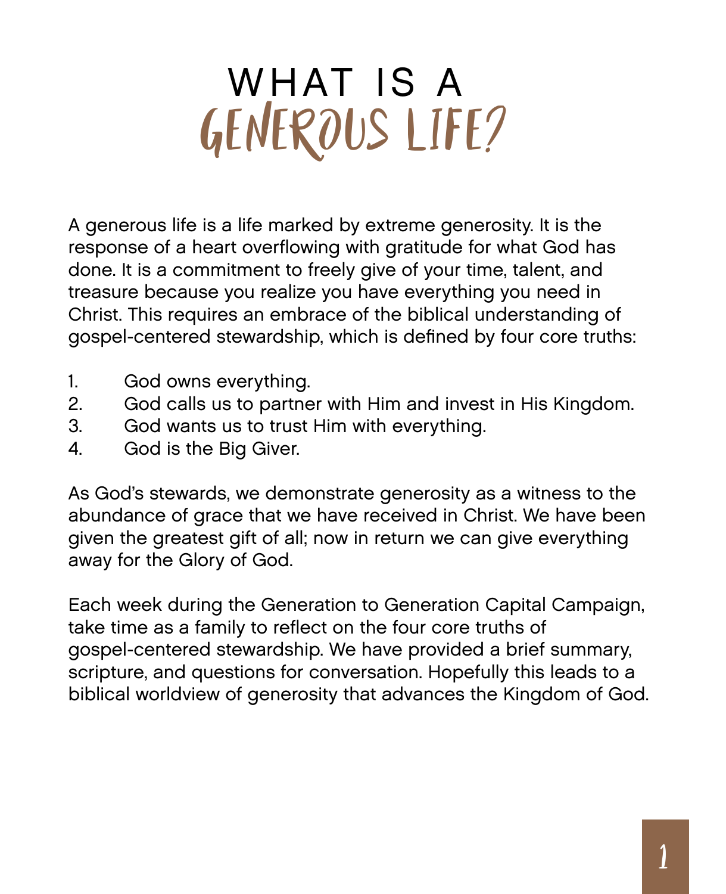# WHAT IS A GENEROUS LIFE?

A generous life is a life marked by extreme generosity. It is the response of a heart overflowing with gratitude for what God has done. It is a commitment to freely give of your time, talent, and treasure because you realize you have everything you need in Christ. This requires an embrace of the biblical understanding of gospel-centered stewardship, which is defined by four core truths:

1. God owns everything.
2. God calls us to partner with Him and invest in His Kingdom.
3. God wants us to trust Him with everything.
4. God is the Big Giver.

As God's stewards, we demonstrate generosity as a witness to the abundance of grace that we have received in Christ. We have been given the greatest gift of all; now in return we can give everything away for the Glory of God.

Each week during the Generation to Generation Capital Campaign, take time as a family to reflect on the four core truths of gospel-centered stewardship. We have provided a brief summary, scripture, and questions for conversation. Hopefully this leads to a biblical worldview of generosity that advances the Kingdom of God.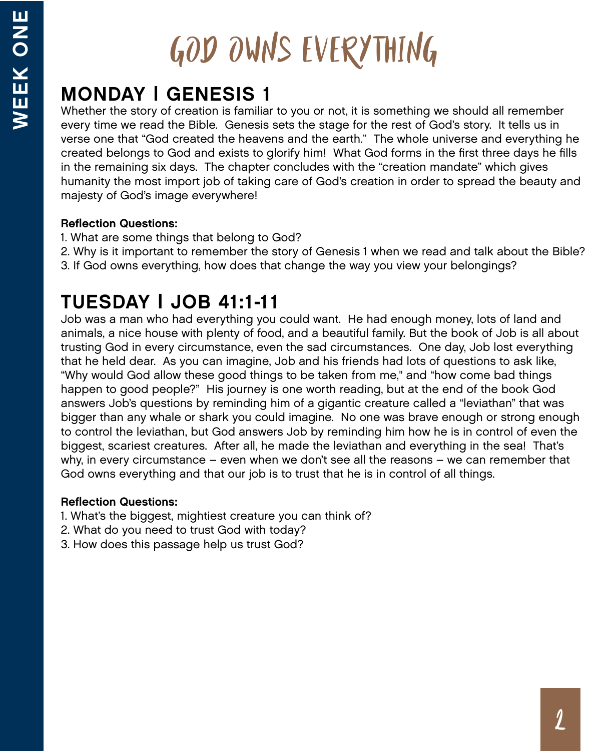# GOD OWNS EVERYTHING

## MONDAY | GENESIS 1

Whether the story of creation is familiar to you or not, it is something we should all remember every time we read the Bible. Genesis sets the stage for the rest of God's story. It tells us in verse one that "God created the heavens and the earth." The whole universe and everything he created belongs to God and exists to glorify him! What God forms in the first three days he fills in the remaining six days. The chapter concludes with the "creation mandate" which gives humanity the most import job of taking care of God's creation in order to spread the beauty and majesty of God's image everywhere!

**Reflection Questions:**

1. What are some things that belong to God?
2. Why is it important to remember the story of Genesis 1 when we read and talk about the Bible?
3. If God owns everything, how does that change the way you view your belongings?

## TUESDAY | JOB 41:1-11

Job was a man who had everything you could want. He had enough money, lots of land and animals, a nice house with plenty of food, and a beautiful family. But the book of Job is all about trusting God in every circumstance, even the sad circumstances. One day, Job lost everything that he held dear. As you can imagine, Job and his friends had lots of questions to ask like, "Why would God allow these good things to be taken from me," and "how come bad things happen to good people?" His journey is one worth reading, but at the end of the book God answers Job's questions by reminding him of a gigantic creature called a "leviathan" that was bigger than any whale or shark you could imagine. No one was brave enough or strong enough to control the leviathan, but God answers Job by reminding him how he is in control of even the biggest, scariest creatures. After all, he made the leviathan and everything in the sea! That's why, in every circumstance – even when we don't see all the reasons – we can remember that God owns everything and that our job is to trust that he is in control of all things.

**Reflection Questions:**

1. What's the biggest, mightiest creature you can think of?
2. What do you need to trust God with today?
3. How does this passage help us trust God?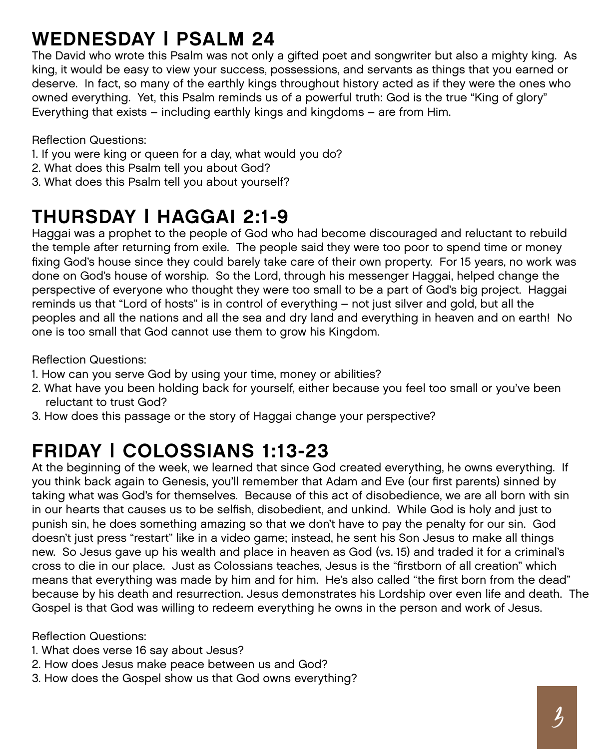## WEDNESDAY | PSALM 24

The David who wrote this Psalm was not only a gifted poet and songwriter but also a mighty king. As king, it would be easy to view your success, possessions, and servants as things that you earned or deserve. In fact, so many of the earthly kings throughout history acted as if they were the ones who owned everything. Yet, this Psalm reminds us of a powerful truth: God is the true "King of glory" Everything that exists – including earthly kings and kingdoms – are from Him.

Reflection Questions:

1. If you were king or queen for a day, what would you do?
2. What does this Psalm tell you about God?
3. What does this Psalm tell you about yourself?

## THURSDAY | HAGGAI 2:1-9

Haggai was a prophet to the people of God who had become discouraged and reluctant to rebuild the temple after returning from exile. The people said they were too poor to spend time or money fixing God's house since they could barely take care of their own property. For 15 years, no work was done on God's house of worship. So the Lord, through his messenger Haggai, helped change the perspective of everyone who thought they were too small to be a part of God's big project. Haggai reminds us that "Lord of hosts" is in control of everything – not just silver and gold, but all the peoples and all the nations and all the sea and dry land and everything in heaven and on earth! No one is too small that God cannot use them to grow his Kingdom.

Reflection Questions:

1. How can you serve God by using your time, money or abilities?
2. What have you been holding back for yourself, either because you feel too small or you've been reluctant to trust God?
3. How does this passage or the story of Haggai change your perspective?

## FRIDAY | COLOSSIANS 1:13-23

At the beginning of the week, we learned that since God created everything, he owns everything. If you think back again to Genesis, you'll remember that Adam and Eve (our first parents) sinned by taking what was God's for themselves. Because of this act of disobedience, we are all born with sin in our hearts that causes us to be selfish, disobedient, and unkind. While God is holy and just to punish sin, he does something amazing so that we don't have to pay the penalty for our sin. God doesn't just press "restart" like in a video game; instead, he sent his Son Jesus to make all things new. So Jesus gave up his wealth and place in heaven as God (vs. 15) and traded it for a criminal's cross to die in our place. Just as Colossians teaches, Jesus is the "firstborn of all creation" which means that everything was made by him and for him. He's also called "the first born from the dead" because by his death and resurrection. Jesus demonstrates his Lordship over even life and death. The Gospel is that God was willing to redeem everything he owns in the person and work of Jesus.

Reflection Questions:

1. What does verse 16 say about Jesus?
2. How does Jesus make peace between us and God?
3. How does the Gospel show us that God owns everything?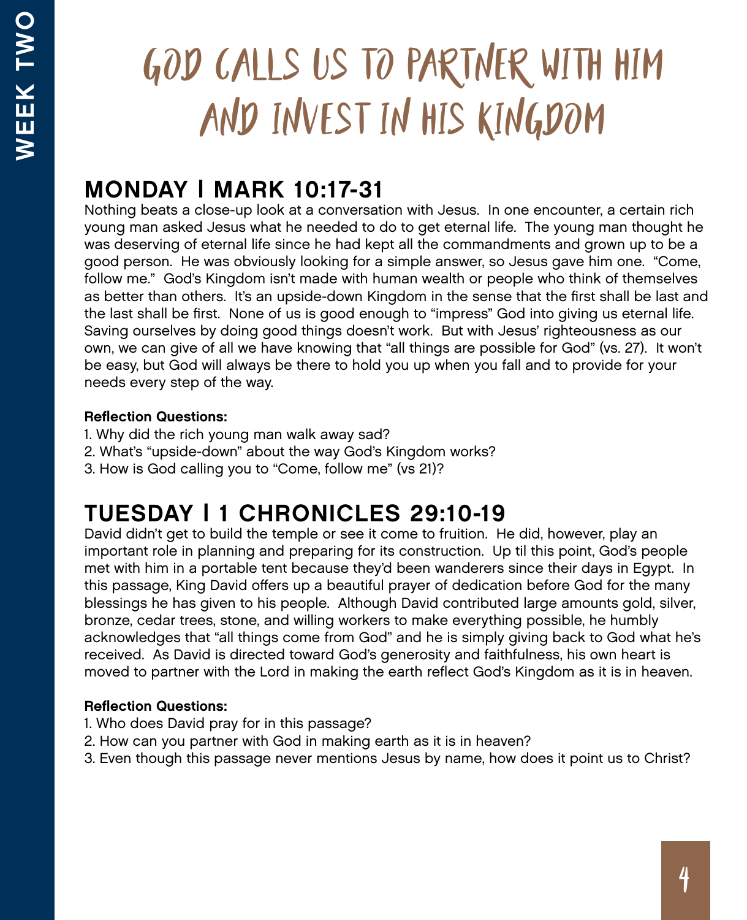# GOD CALLS US TO PARTNER WITH HIM AND INVEST IN HIS KINGDOM

## MONDAY | MARK 10:17-31

Nothing beats a close-up look at a conversation with Jesus. In one encounter, a certain rich young man asked Jesus what he needed to do to get eternal life. The young man thought he was deserving of eternal life since he had kept all the commandments and grown up to be a good person. He was obviously looking for a simple answer, so Jesus gave him one. "Come, follow me." God's Kingdom isn't made with human wealth or people who think of themselves as better than others. It's an upside-down Kingdom in the sense that the first shall be last and the last shall be first. None of us is good enough to "impress" God into giving us eternal life. Saving ourselves by doing good things doesn't work. But with Jesus' righteousness as our own, we can give of all we have knowing that "all things are possible for God" (vs. 27). It won't be easy, but God will always be there to hold you up when you fall and to provide for your needs every step of the way.

**Reflection Questions:**

1. Why did the rich young man walk away sad?
2. What's "upside-down" about the way God's Kingdom works?
3. How is God calling you to "Come, follow me" (vs 21)?

## TUESDAY | 1 CHRONICLES 29:10-19

David didn't get to build the temple or see it come to fruition. He did, however, play an important role in planning and preparing for its construction. Up til this point, God's people met with him in a portable tent because they'd been wanderers since their days in Egypt. In this passage, King David offers up a beautiful prayer of dedication before God for the many blessings he has given to his people. Although David contributed large amounts gold, silver, bronze, cedar trees, stone, and willing workers to make everything possible, he humbly acknowledges that "all things come from God" and he is simply giving back to God what he's received. As David is directed toward God's generosity and faithfulness, his own heart is moved to partner with the Lord in making the earth reflect God's Kingdom as it is in heaven.

**Reflection Questions:**

1. Who does David pray for in this passage?
2. How can you partner with God in making earth as it is in heaven?
3. Even though this passage never mentions Jesus by name, how does it point us to Christ?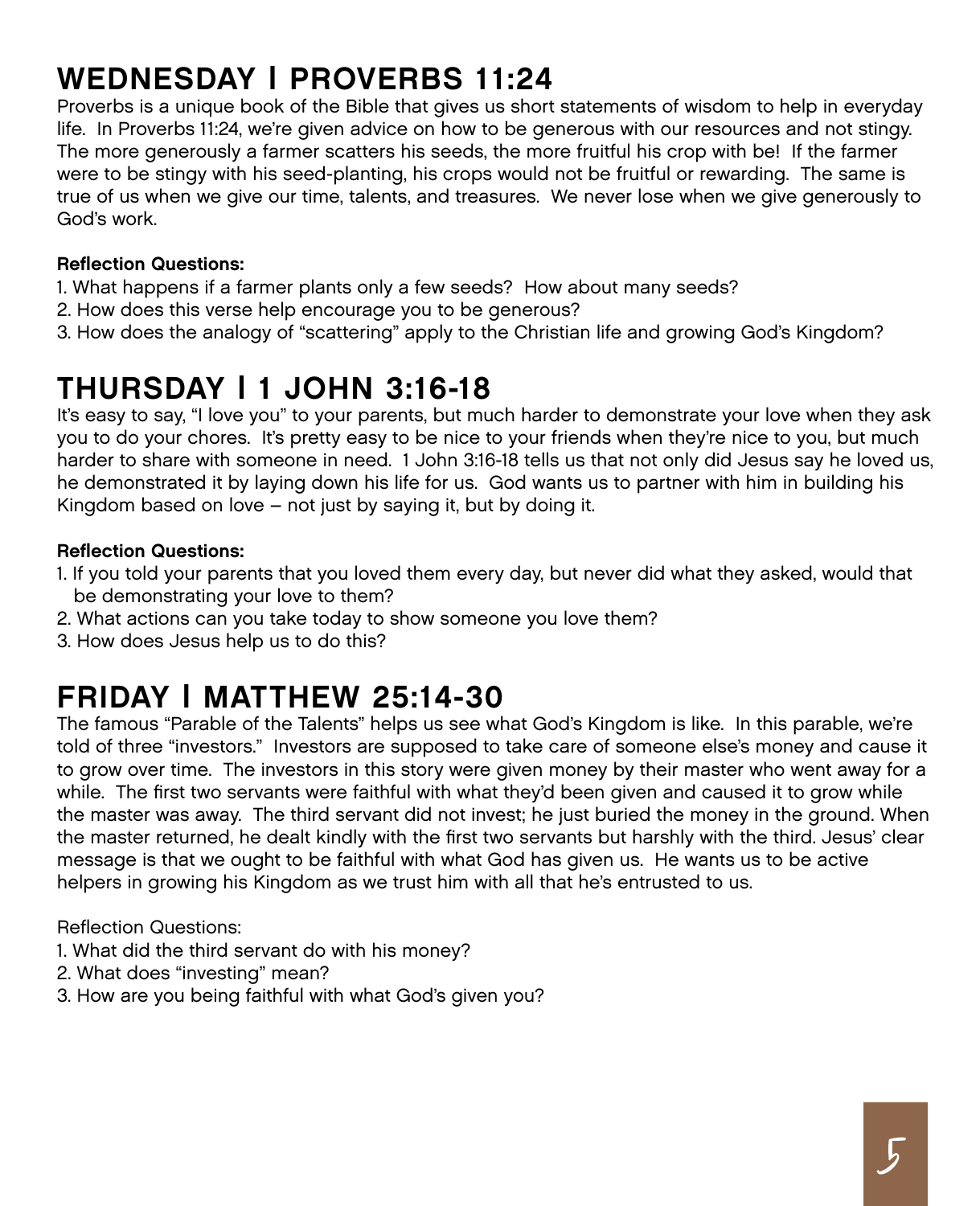## WEDNESDAY | PROVERBS 11:24

Proverbs is a unique book of the Bible that gives us short statements of wisdom to help in everyday life. In Proverbs 11:24, we're given advice on how to be generous with our resources and not stingy. The more generously a farmer scatters his seeds, the more fruitful his crop with be! If the farmer were to be stingy with his seed-planting, his crops would not be fruitful or rewarding. The same is true of us when we give our time, talents, and treasures. We never lose when we give generously to God's work.

**Reflection Questions:**

1. What happens if a farmer plants only a few seeds? How about many seeds?
2. How does this verse help encourage you to be generous?
3. How does the analogy of "scattering" apply to the Christian life and growing God's Kingdom?

## THURSDAY | 1 JOHN 3:16-18

It's easy to say, "I love you" to your parents, but much harder to demonstrate your love when they ask you to do your chores. It's pretty easy to be nice to your friends when they're nice to you, but much harder to share with someone in need. 1 John 3:16-18 tells us that not only did Jesus say he loved us, he demonstrated it by laying down his life for us. God wants us to partner with him in building his Kingdom based on love – not just by saying it, but by doing it.

**Reflection Questions:**

1. If you told your parents that you loved them every day, but never did what they asked, would that be demonstrating your love to them?
2. What actions can you take today to show someone you love them?
3. How does Jesus help us to do this?

## FRIDAY | MATTHEW 25:14-30

The famous "Parable of the Talents" helps us see what God's Kingdom is like. In this parable, we're told of three "investors." Investors are supposed to take care of someone else's money and cause it to grow over time. The investors in this story were given money by their master who went away for a while. The first two servants were faithful with what they'd been given and caused it to grow while the master was away. The third servant did not invest; he just buried the money in the ground. When the master returned, he dealt kindly with the first two servants but harshly with the third. Jesus' clear message is that we ought to be faithful with what God has given us. He wants us to be active helpers in growing his Kingdom as we trust him with all that he's entrusted to us.

Reflection Questions:

1. What did the third servant do with his money?
2. What does "investing" mean?
3. How are you being faithful with what God's given you?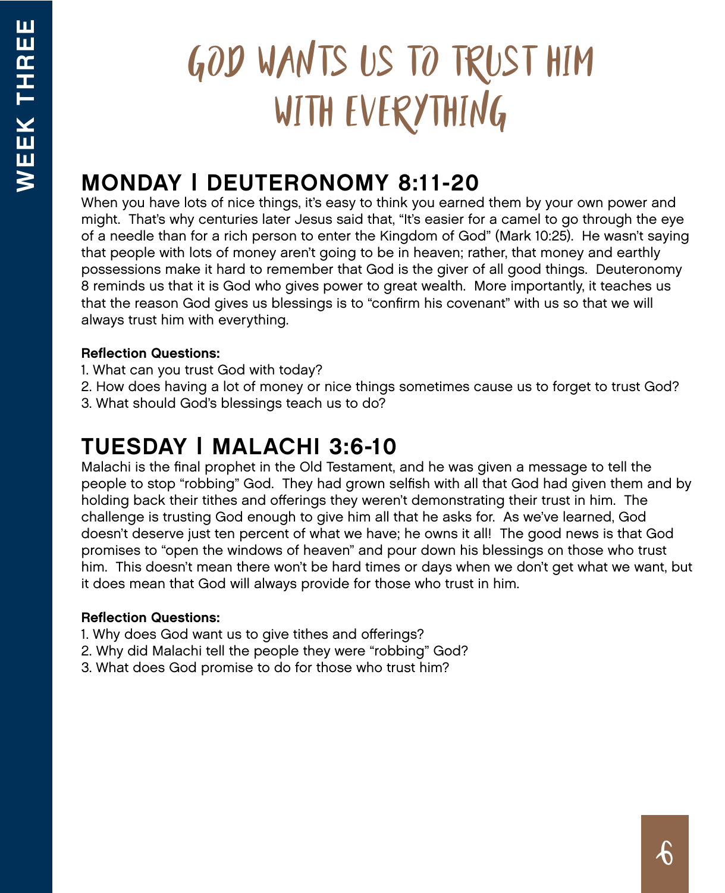# GOD WANTS US TO TRUST HIM WITH EVERYTHING

## MONDAY | DEUTERONOMY 8:11-20

When you have lots of nice things, it's easy to think you earned them by your own power and might. That's why centuries later Jesus said that, "It's easier for a camel to go through the eye of a needle than for a rich person to enter the Kingdom of God" (Mark 10:25). He wasn't saying that people with lots of money aren't going to be in heaven; rather, that money and earthly possessions make it hard to remember that God is the giver of all good things. Deuteronomy 8 reminds us that it is God who gives power to great wealth. More importantly, it teaches us that the reason God gives us blessings is to "confirm his covenant" with us so that we will always trust him with everything.

**Reflection Questions:**

1. What can you trust God with today?
2. How does having a lot of money or nice things sometimes cause us to forget to trust God?
3. What should God's blessings teach us to do?

## TUESDAY | MALACHI 3:6-10

Malachi is the final prophet in the Old Testament, and he was given a message to tell the people to stop "robbing" God. They had grown selfish with all that God had given them and by holding back their tithes and offerings they weren't demonstrating their trust in him. The challenge is trusting God enough to give him all that he asks for. As we've learned, God doesn't deserve just ten percent of what we have; he owns it all! The good news is that God promises to "open the windows of heaven" and pour down his blessings on those who trust him. This doesn't mean there won't be hard times or days when we don't get what we want, but it does mean that God will always provide for those who trust in him.

**Reflection Questions:**

1. Why does God want us to give tithes and offerings?
2. Why did Malachi tell the people they were "robbing" God?
3. What does God promise to do for those who trust him?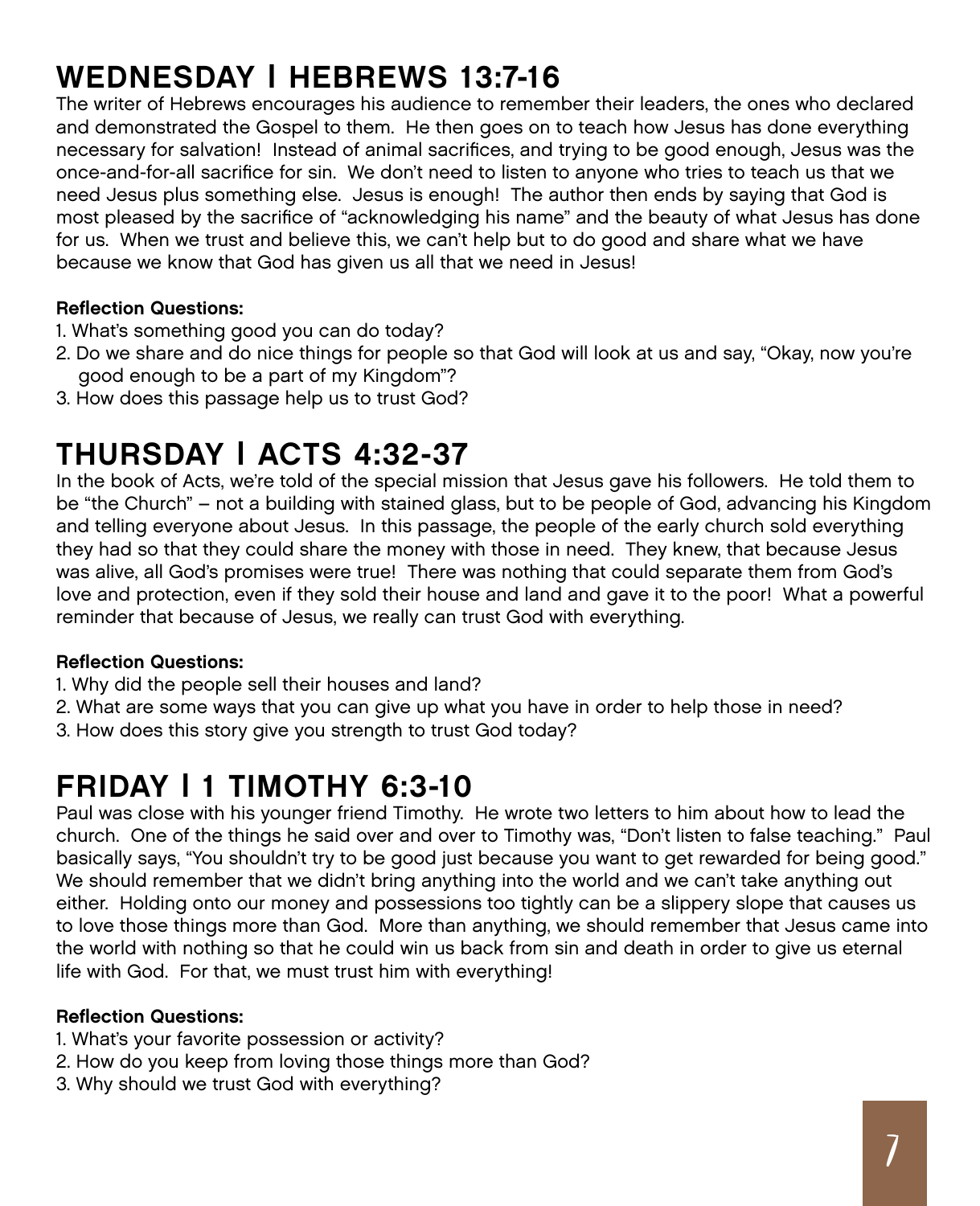## WEDNESDAY | HEBREWS 13:7-16

The writer of Hebrews encourages his audience to remember their leaders, the ones who declared and demonstrated the Gospel to them. He then goes on to teach how Jesus has done everything necessary for salvation! Instead of animal sacrifices, and trying to be good enough, Jesus was the once-and-for-all sacrifice for sin. We don't need to listen to anyone who tries to teach us that we need Jesus plus something else. Jesus is enough! The author then ends by saying that God is most pleased by the sacrifice of "acknowledging his name" and the beauty of what Jesus has done for us. When we trust and believe this, we can't help but to do good and share what we have because we know that God has given us all that we need in Jesus!

**Reflection Questions:**

1. What's something good you can do today?
2. Do we share and do nice things for people so that God will look at us and say, "Okay, now you're good enough to be a part of my Kingdom"?
3. How does this passage help us to trust God?

## THURSDAY | ACTS 4:32-37

In the book of Acts, we're told of the special mission that Jesus gave his followers. He told them to be "the Church" – not a building with stained glass, but to be people of God, advancing his Kingdom and telling everyone about Jesus. In this passage, the people of the early church sold everything they had so that they could share the money with those in need. They knew, that because Jesus was alive, all God's promises were true! There was nothing that could separate them from God's love and protection, even if they sold their house and land and gave it to the poor! What a powerful reminder that because of Jesus, we really can trust God with everything.

**Reflection Questions:**

1. Why did the people sell their houses and land?
2. What are some ways that you can give up what you have in order to help those in need?
3. How does this story give you strength to trust God today?

## FRIDAY | 1 TIMOTHY 6:3-10

Paul was close with his younger friend Timothy. He wrote two letters to him about how to lead the church. One of the things he said over and over to Timothy was, "Don't listen to false teaching." Paul basically says, "You shouldn't try to be good just because you want to get rewarded for being good." We should remember that we didn't bring anything into the world and we can't take anything out either. Holding onto our money and possessions too tightly can be a slippery slope that causes us to love those things more than God. More than anything, we should remember that Jesus came into the world with nothing so that he could win us back from sin and death in order to give us eternal life with God. For that, we must trust him with everything!

**Reflection Questions:**

1. What's your favorite possession or activity?
2. How do you keep from loving those things more than God?
3. Why should we trust God with everything?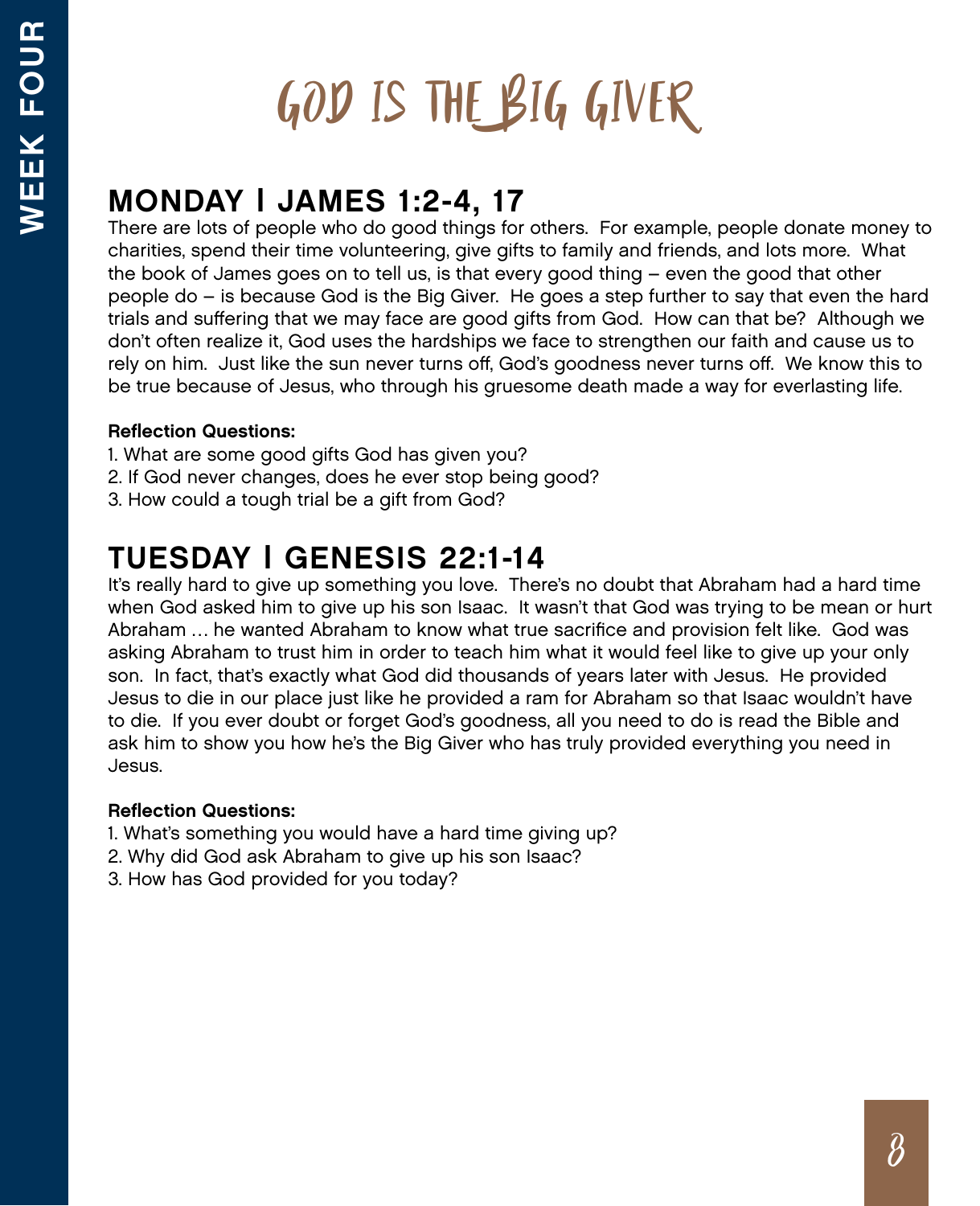# GOD IS THE BIG GIVER

## MONDAY | JAMES 1:2-4, 17

There are lots of people who do good things for others. For example, people donate money to charities, spend their time volunteering, give gifts to family and friends, and lots more. What the book of James goes on to tell us, is that every good thing – even the good that other people do – is because God is the Big Giver. He goes a step further to say that even the hard trials and suffering that we may face are good gifts from God. How can that be? Although we don't often realize it, God uses the hardships we face to strengthen our faith and cause us to rely on him. Just like the sun never turns off, God's goodness never turns off. We know this to be true because of Jesus, who through his gruesome death made a way for everlasting life.

**Reflection Questions:**

1. What are some good gifts God has given you?
2. If God never changes, does he ever stop being good?
3. How could a tough trial be a gift from God?

## TUESDAY | GENESIS 22:1-14

It's really hard to give up something you love. There's no doubt that Abraham had a hard time when God asked him to give up his son Isaac. It wasn't that God was trying to be mean or hurt Abraham … he wanted Abraham to know what true sacrifice and provision felt like. God was asking Abraham to trust him in order to teach him what it would feel like to give up your only son. In fact, that's exactly what God did thousands of years later with Jesus. He provided Jesus to die in our place just like he provided a ram for Abraham so that Isaac wouldn't have to die. If you ever doubt or forget God's goodness, all you need to do is read the Bible and ask him to show you how he's the Big Giver who has truly provided everything you need in Jesus.

**Reflection Questions:**

1. What's something you would have a hard time giving up?
2. Why did God ask Abraham to give up his son Isaac?
3. How has God provided for you today?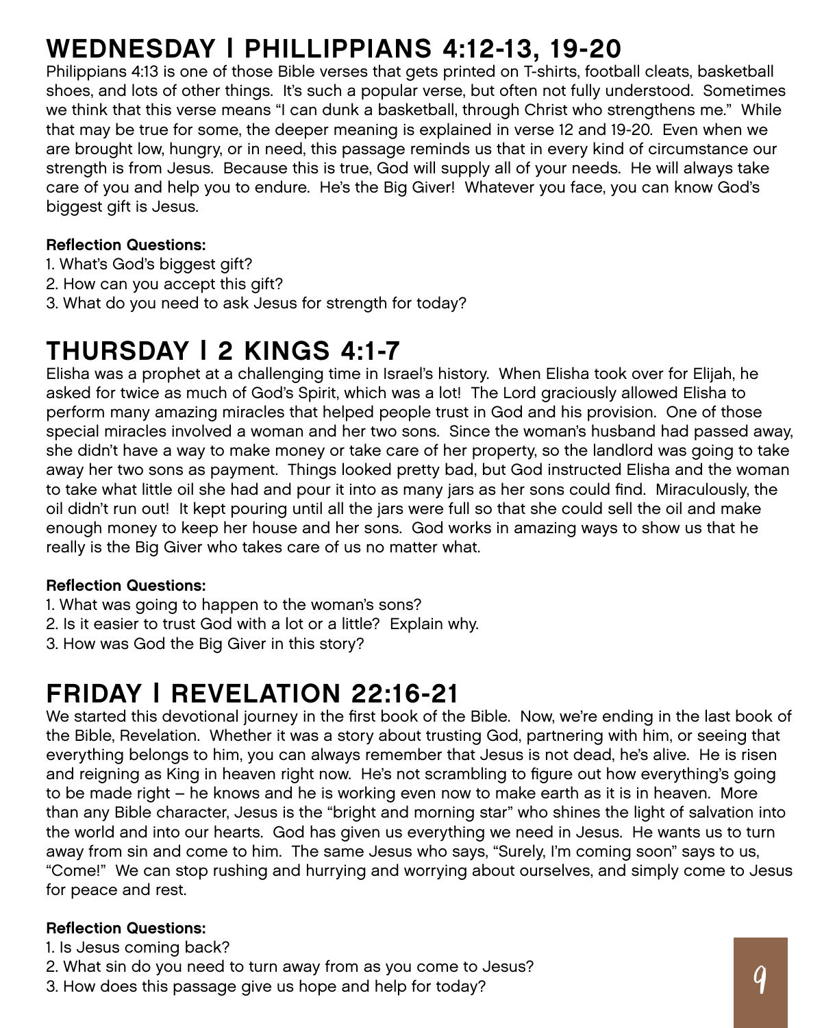## WEDNESDAY | PHILLIPPIANS 4:12-13, 19-20

Philippians 4:13 is one of those Bible verses that gets printed on T-shirts, football cleats, basketball shoes, and lots of other things. It's such a popular verse, but often not fully understood. Sometimes we think that this verse means "I can dunk a basketball, through Christ who strengthens me." While that may be true for some, the deeper meaning is explained in verse 12 and 19-20. Even when we are brought low, hungry, or in need, this passage reminds us that in every kind of circumstance our strength is from Jesus. Because this is true, God will supply all of your needs. He will always take care of you and help you to endure. He's the Big Giver! Whatever you face, you can know God's biggest gift is Jesus.

**Reflection Questions:**

1. What's God's biggest gift?
2. How can you accept this gift?
3. What do you need to ask Jesus for strength for today?

## THURSDAY | 2 KINGS 4:1-7

Elisha was a prophet at a challenging time in Israel's history. When Elisha took over for Elijah, he asked for twice as much of God's Spirit, which was a lot! The Lord graciously allowed Elisha to perform many amazing miracles that helped people trust in God and his provision. One of those special miracles involved a woman and her two sons. Since the woman's husband had passed away, she didn't have a way to make money or take care of her property, so the landlord was going to take away her two sons as payment. Things looked pretty bad, but God instructed Elisha and the woman to take what little oil she had and pour it into as many jars as her sons could find. Miraculously, the oil didn't run out! It kept pouring until all the jars were full so that she could sell the oil and make enough money to keep her house and her sons. God works in amazing ways to show us that he really is the Big Giver who takes care of us no matter what.

**Reflection Questions:**

1. What was going to happen to the woman's sons?
2. Is it easier to trust God with a lot or a little? Explain why.
3. How was God the Big Giver in this story?

## FRIDAY | REVELATION 22:16-21

We started this devotional journey in the first book of the Bible. Now, we're ending in the last book of the Bible, Revelation. Whether it was a story about trusting God, partnering with him, or seeing that everything belongs to him, you can always remember that Jesus is not dead, he's alive. He is risen and reigning as King in heaven right now. He's not scrambling to figure out how everything's going to be made right – he knows and he is working even now to make earth as it is in heaven. More than any Bible character, Jesus is the "bright and morning star" who shines the light of salvation into the world and into our hearts. God has given us everything we need in Jesus. He wants us to turn away from sin and come to him. The same Jesus who says, "Surely, I'm coming soon" says to us, "Come!" We can stop rushing and hurrying and worrying about ourselves, and simply come to Jesus for peace and rest.

**Reflection Questions:**

1. Is Jesus coming back?
2. What sin do you need to turn away from as you come to Jesus?
3. How does this passage give us hope and help for today?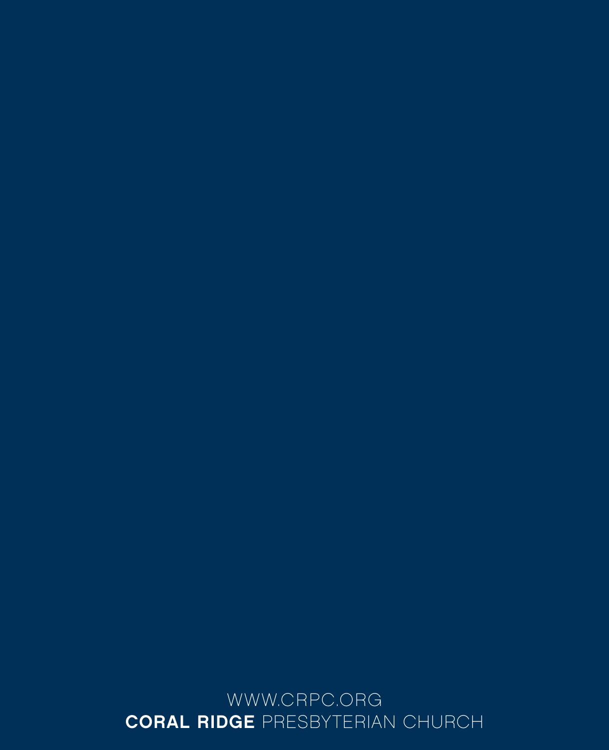WWW.CRPC.ORG

**CORAL RIDGE** PRESBYTERIAN CHURCH